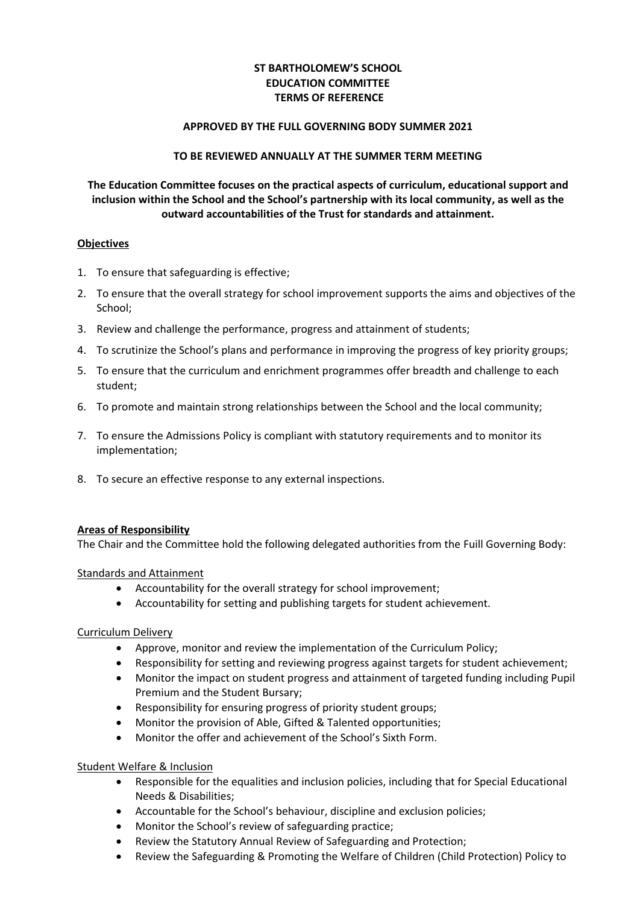**ST BARTHOLOMEW'S SCHOOL**
**EDUCATION COMMITTEE**
**TERMS OF REFERENCE**

**APPROVED BY THE FULL GOVERNING BODY SUMMER 2021**

**TO BE REVIEWED ANNUALLY AT THE SUMMER TERM MEETING**

**The Education Committee focuses on the practical aspects of curriculum, educational support and inclusion within the School and the School's partnership with its local community, as well as the outward accountabilities of the Trust for standards and attainment.**

## Objectives

1. To ensure that safeguarding is effective;
2. To ensure that the overall strategy for school improvement supports the aims and objectives of the School;
3. Review and challenge the performance, progress and attainment of students;
4. To scrutinize the School's plans and performance in improving the progress of key priority groups;
5. To ensure that the curriculum and enrichment programmes offer breadth and challenge to each student;
6. To promote and maintain strong relationships between the School and the local community;
7. To ensure the Admissions Policy is compliant with statutory requirements and to monitor its implementation;
8. To secure an effective response to any external inspections.

## Areas of Responsibility

The Chair and the Committee hold the following delegated authorities from the Fuill Governing Body:

### Standards and Attainment

- Accountability for the overall strategy for school improvement;
- Accountability for setting and publishing targets for student achievement.

### Curriculum Delivery

- Approve, monitor and review the implementation of the Curriculum Policy;
- Responsibility for setting and reviewing progress against targets for student achievement;
- Monitor the impact on student progress and attainment of targeted funding including Pupil Premium and the Student Bursary;
- Responsibility for ensuring progress of priority student groups;
- Monitor the provision of Able, Gifted & Talented opportunities;
- Monitor the offer and achievement of the School's Sixth Form.

### Student Welfare & Inclusion

- Responsible for the equalities and inclusion policies, including that for Special Educational Needs & Disabilities;
- Accountable for the School's behaviour, discipline and exclusion policies;
- Monitor the School's review of safeguarding practice;
- Review the Statutory Annual Review of Safeguarding and Protection;
- Review the Safeguarding & Promoting the Welfare of Children (Child Protection) Policy to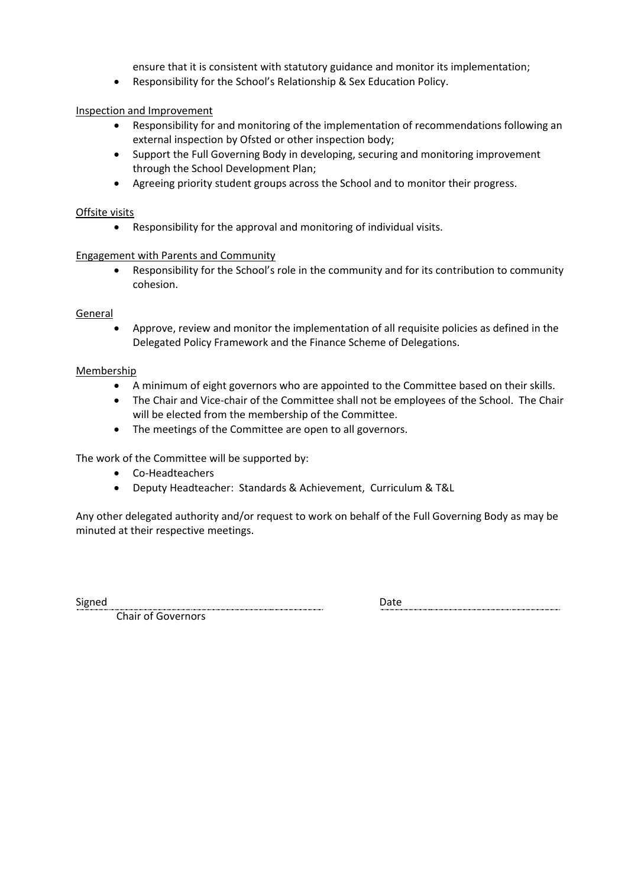ensure that it is consistent with statutory guidance and monitor its implementation;

- Responsibility for the School's Relationship & Sex Education Policy.

<u>Inspection and Improvement</u>

- Responsibility for and monitoring of the implementation of recommendations following an external inspection by Ofsted or other inspection body;
- Support the Full Governing Body in developing, securing and monitoring improvement through the School Development Plan;
- Agreeing priority student groups across the School and to monitor their progress.

<u>Offsite visits</u>

- Responsibility for the approval and monitoring of individual visits.

<u>Engagement with Parents and Community</u>

- Responsibility for the School's role in the community and for its contribution to community cohesion.

<u>General</u>

- Approve, review and monitor the implementation of all requisite policies as defined in the Delegated Policy Framework and the Finance Scheme of Delegations.

<u>Membership</u>

- A minimum of eight governors who are appointed to the Committee based on their skills.
- The Chair and Vice-chair of the Committee shall not be employees of the School. The Chair will be elected from the membership of the Committee.
- The meetings of the Committee are open to all governors.

The work of the Committee will be supported by:

- Co-Headteachers
- Deputy Headteacher: Standards & Achievement, Curriculum & T&L

Any other delegated authority and/or request to work on behalf of the Full Governing Body as may be minuted at their respective meetings.

Signed ............................................................ Date ............................................................

Chair of Governors